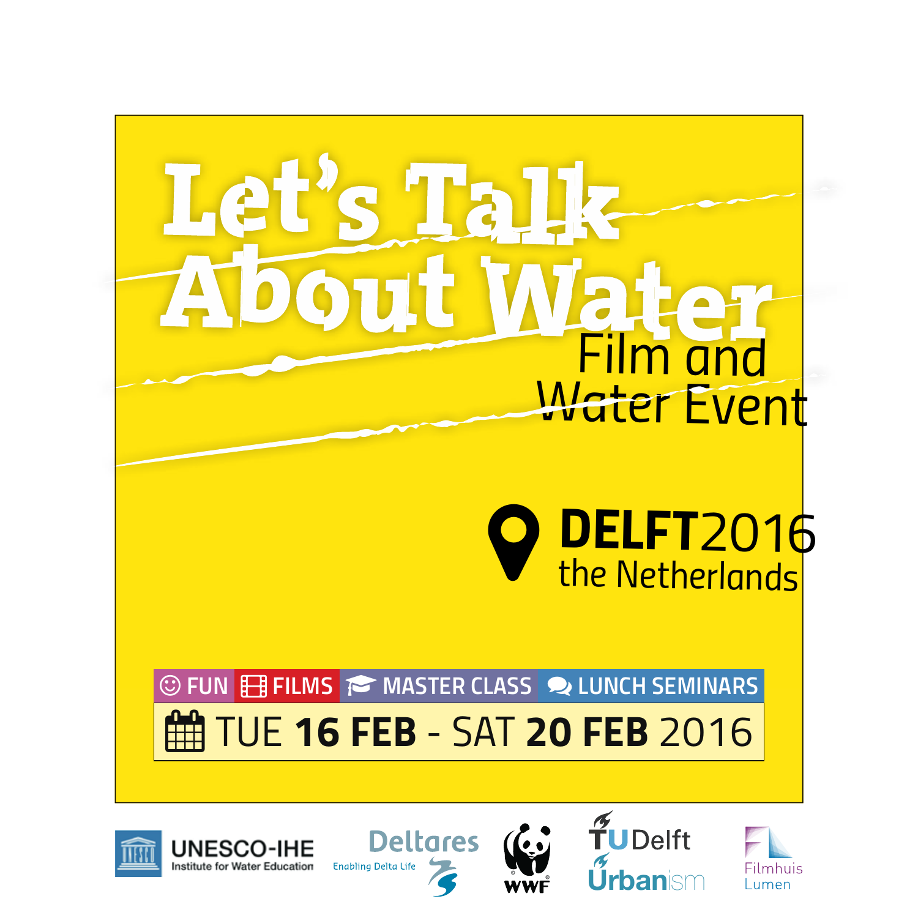# Let's Talk About Water

## Film and Water Event

**DELFT**2016
the Netherlands

FUN | FILMS | MASTER CLASS | LUNCH SEMINARS

TUE **16 FEB** - SAT **20 FEB** 2016

UNESCO-IHE Institute for Water Education

Deltares Enabling Delta Life

WWF

TUDelft Urbanism

Filmhuis Lumen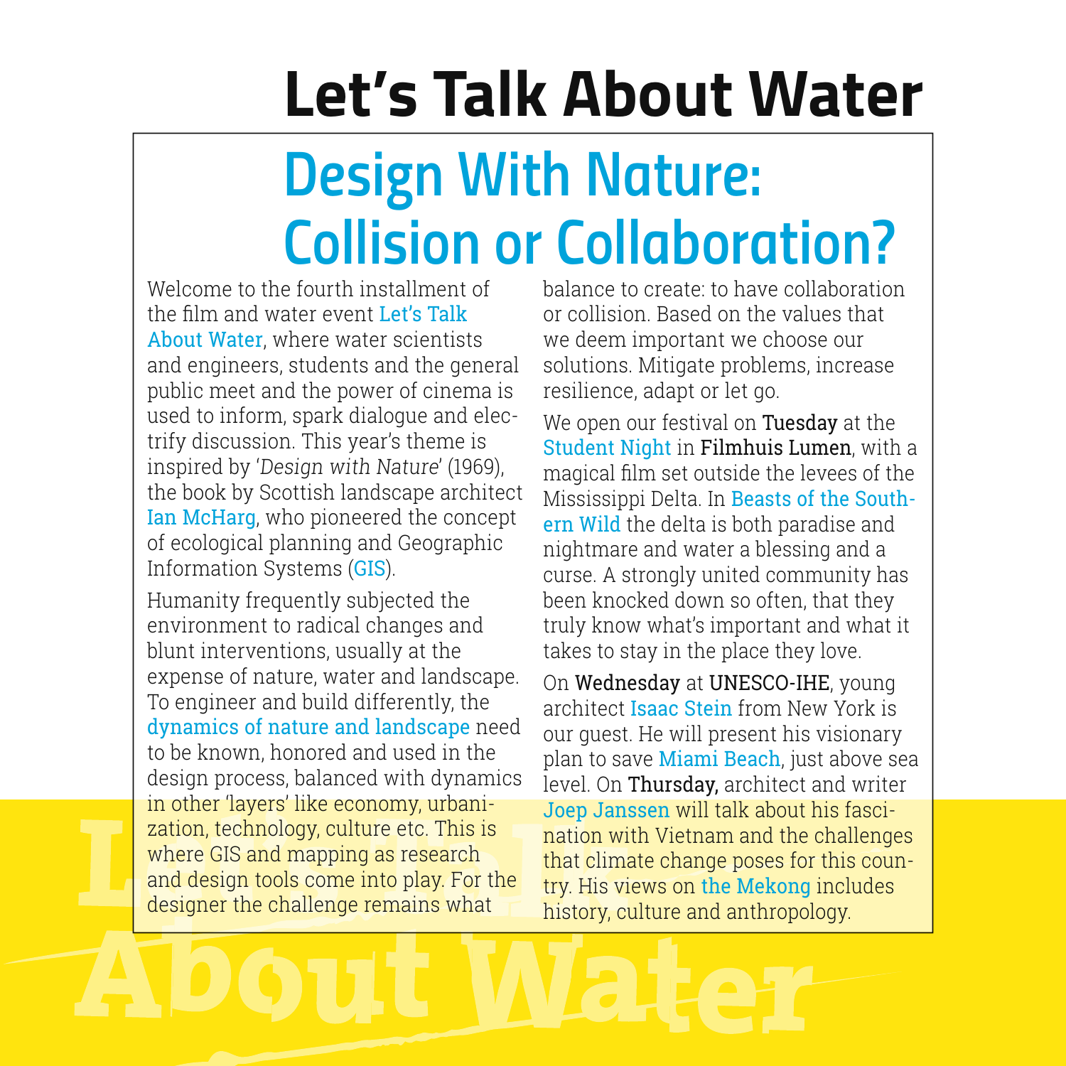# Let's Talk About Water

## Design With Nature: Collision or Collaboration?

Welcome to the fourth installment of the film and water event Let's Talk About Water, where water scientists and engineers, students and the general public meet and the power of cinema is used to inform, spark dialogue and electrify discussion. This year's theme is inspired by '*Design with Nature*' (1969), the book by Scottish landscape architect Ian McHarg, who pioneered the concept of ecological planning and Geographic Information Systems (GIS).

Humanity frequently subjected the environment to radical changes and blunt interventions, usually at the expense of nature, water and landscape. To engineer and build differently, the dynamics of nature and landscape need to be known, honored and used in the design process, balanced with dynamics in other 'layers' like economy, urbanization, technology, culture etc. This is where GIS and mapping as research and design tools come into play. For the designer the challenge remains what balance to create: to have collaboration or collision. Based on the values that we deem important we choose our solutions. Mitigate problems, increase resilience, adapt or let go.

We open our festival on **Tuesday** at the Student Night in **Filmhuis Lumen**, with a magical film set outside the levees of the Mississippi Delta. In Beasts of the Southern Wild the delta is both paradise and nightmare and water a blessing and a curse. A strongly united community has been knocked down so often, that they truly know what's important and what it takes to stay in the place they love.

On **Wednesday** at **UNESCO-IHE**, young architect Isaac Stein from New York is our guest. He will present his visionary plan to save Miami Beach, just above sea level. On **Thursday,** architect and writer Joep Janssen will talk about his fascination with Vietnam and the challenges that climate change poses for this country. His views on the Mekong includes history, culture and anthropology.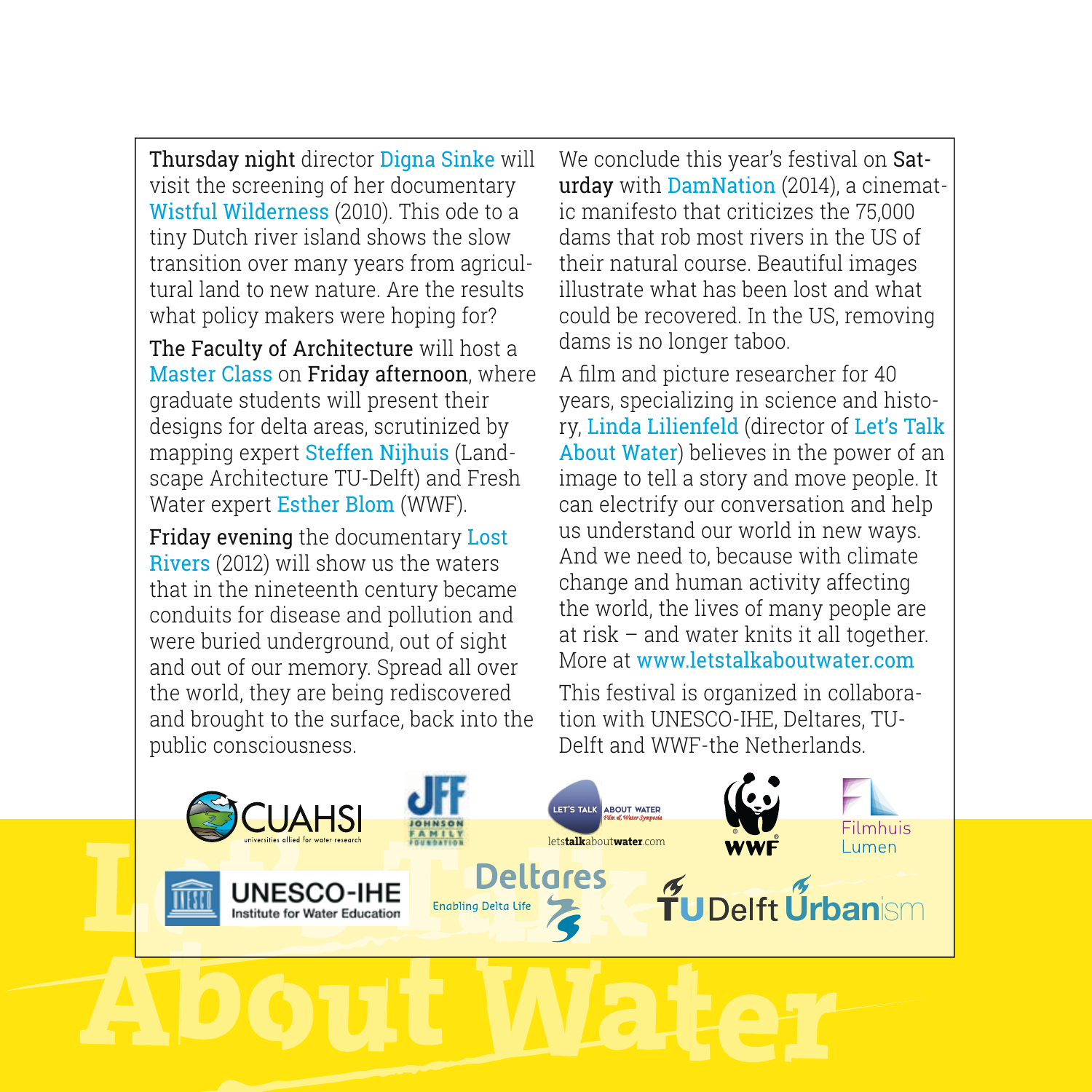**Thursday night** director Digna Sinke will visit the screening of her documentary Wistful Wilderness (2010). This ode to a tiny Dutch river island shows the slow transition over many years from agricultural land to new nature. Are the results what policy makers were hoping for?

**The Faculty of Architecture** will host a Master Class on **Friday afternoon**, where graduate students will present their designs for delta areas, scrutinized by mapping expert Steffen Nijhuis (Landscape Architecture TU-Delft) and Fresh Water expert Esther Blom (WWF).

**Friday evening** the documentary Lost Rivers (2012) will show us the waters that in the nineteenth century became conduits for disease and pollution and were buried underground, out of sight and out of our memory. Spread all over the world, they are being rediscovered and brought to the surface, back into the public consciousness.

We conclude this year's festival on **Saturday** with DamNation (2014), a cinematic manifesto that criticizes the 75,000 dams that rob most rivers in the US of their natural course. Beautiful images illustrate what has been lost and what could be recovered. In the US, removing dams is no longer taboo.

A film and picture researcher for 40 years, specializing in science and history, Linda Lilienfeld (director of Let's Talk About Water) believes in the power of an image to tell a story and move people. It can electrify our conversation and help us understand our world in new ways. And we need to, because with climate change and human activity affecting the world, the lives of many people are at risk – and water knits it all together. More at www.letstalkaboutwater.com

This festival is organized in collaboration with UNESCO-IHE, Deltares, TU-Delft and WWF-the Netherlands.

CUAHSI – universities allied for water research | JFF Johnson Family Foundation | Let's Talk About Water – Film & Water Symposia – letstalkaboutwater.com | WWF | Filmhuis Lumen | UNESCO-IHE Institute for Water Education | Deltares – Enabling Delta Life | TU Delft Urbanism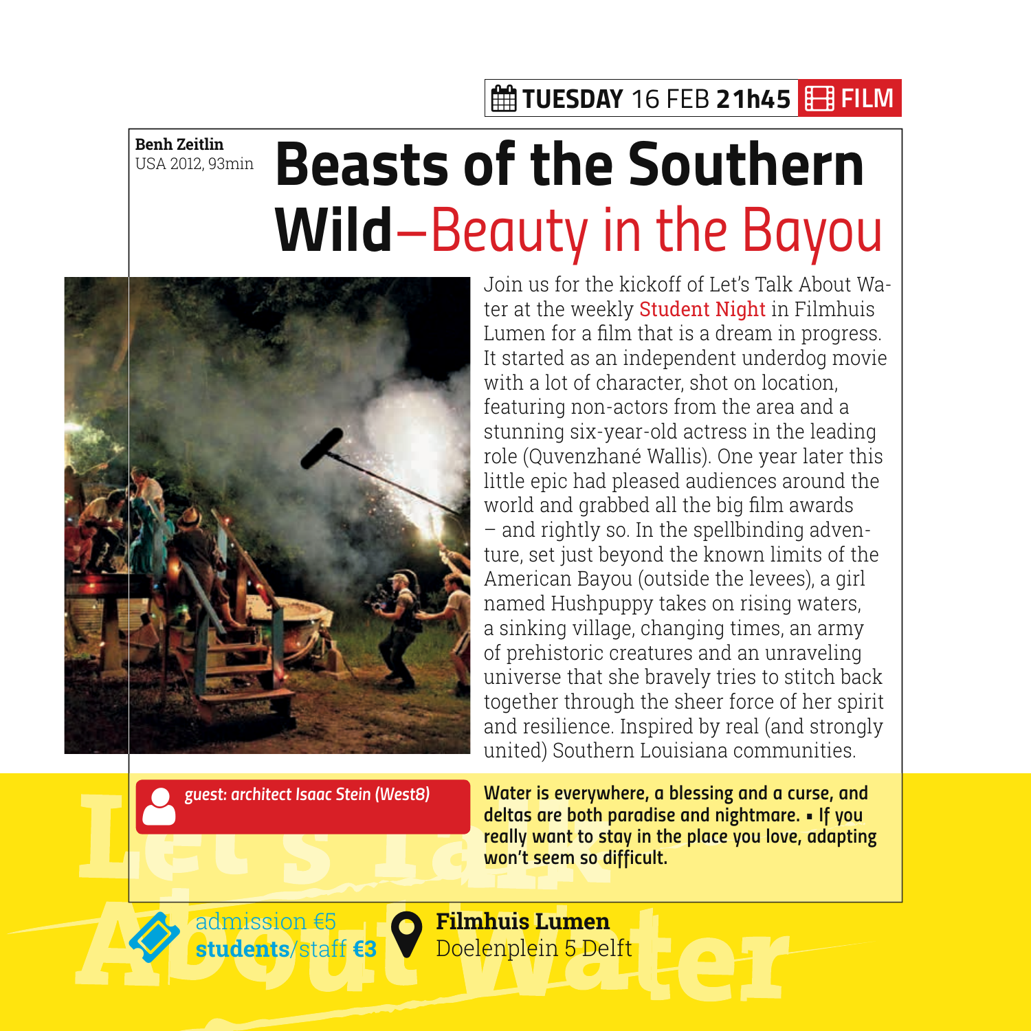TUESDAY 16 FEB **21h45** FILM

**Benh Zeitlin**
USA 2012, 93min

# Beasts of the Southern Wild–Beauty in the Bayou

Join us for the kickoff of Let's Talk About Water at the weekly Student Night in Filmhuis Lumen for a film that is a dream in progress. It started as an independent underdog movie with a lot of character, shot on location, featuring non-actors from the area and a stunning six-year-old actress in the leading role (Quvenzhané Wallis). One year later this little epic had pleased audiences around the world and grabbed all the big film awards – and rightly so. In the spellbinding adventure, set just beyond the known limits of the American Bayou (outside the levees), a girl named Hushpuppy takes on rising waters, a sinking village, changing times, an army of prehistoric creatures and an unraveling universe that she bravely tries to stitch back together through the sheer force of her spirit and resilience. Inspired by real (and strongly united) Southern Louisiana communities.

*guest: architect Isaac Stein (West8)*

**Water is everywhere, a blessing and a curse, and deltas are both paradise and nightmare. ▪ If you really want to stay in the place you love, adapting won't seem so difficult.**

admission €5
**students**/staff **€3**

**Filmhuis Lumen**
Doelenplein 5 Delft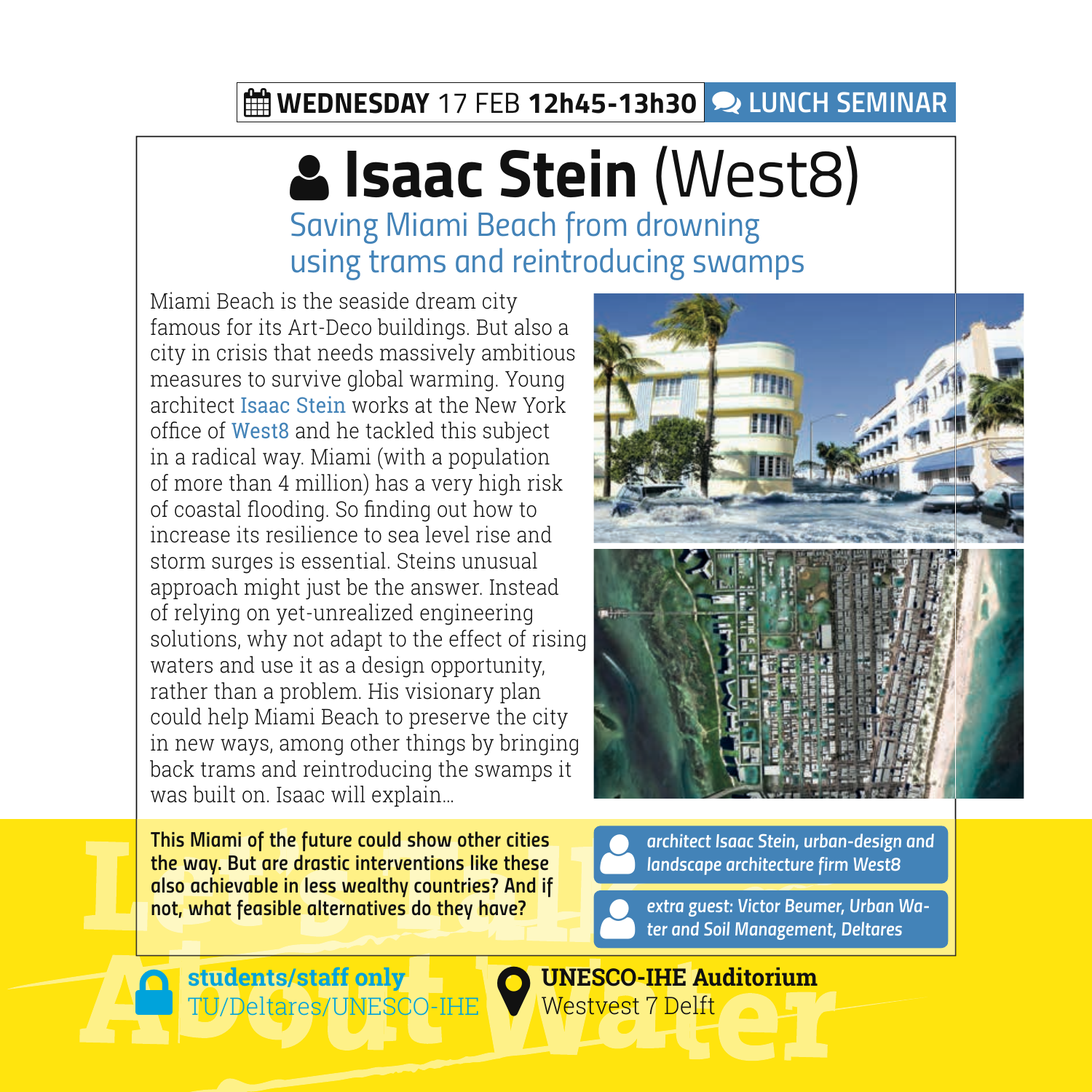**WEDNESDAY** 17 FEB **12h45-13h30** LUNCH SEMINAR

# Isaac Stein (West8)

## Saving Miami Beach from drowning using trams and reintroducing swamps

Miami Beach is the seaside dream city famous for its Art-Deco buildings. But also a city in crisis that needs massively ambitious measures to survive global warming. Young architect Isaac Stein works at the New York office of West8 and he tackled this subject in a radical way. Miami (with a population of more than 4 million) has a very high risk of coastal flooding. So finding out how to increase its resilience to sea level rise and storm surges is essential. Steins unusual approach might just be the answer. Instead of relying on yet-unrealized engineering solutions, why not adapt to the effect of rising waters and use it as a design opportunity, rather than a problem. His visionary plan could help Miami Beach to preserve the city in new ways, among other things by bringing back trams and reintroducing the swamps it was built on. Isaac will explain...

**This Miami of the future could show other cities the way. But are drastic interventions like these also achievable in less wealthy countries? And if not, what feasible alternatives do they have?**

*architect Isaac Stein, urban-design and landscape architecture firm West8*

*extra guest: Victor Beumer, Urban Water and Soil Management, Deltares*

**students/staff only**
TU/Deltares/UNESCO-IHE

**UNESCO-IHE Auditorium**
Westvest 7 Delft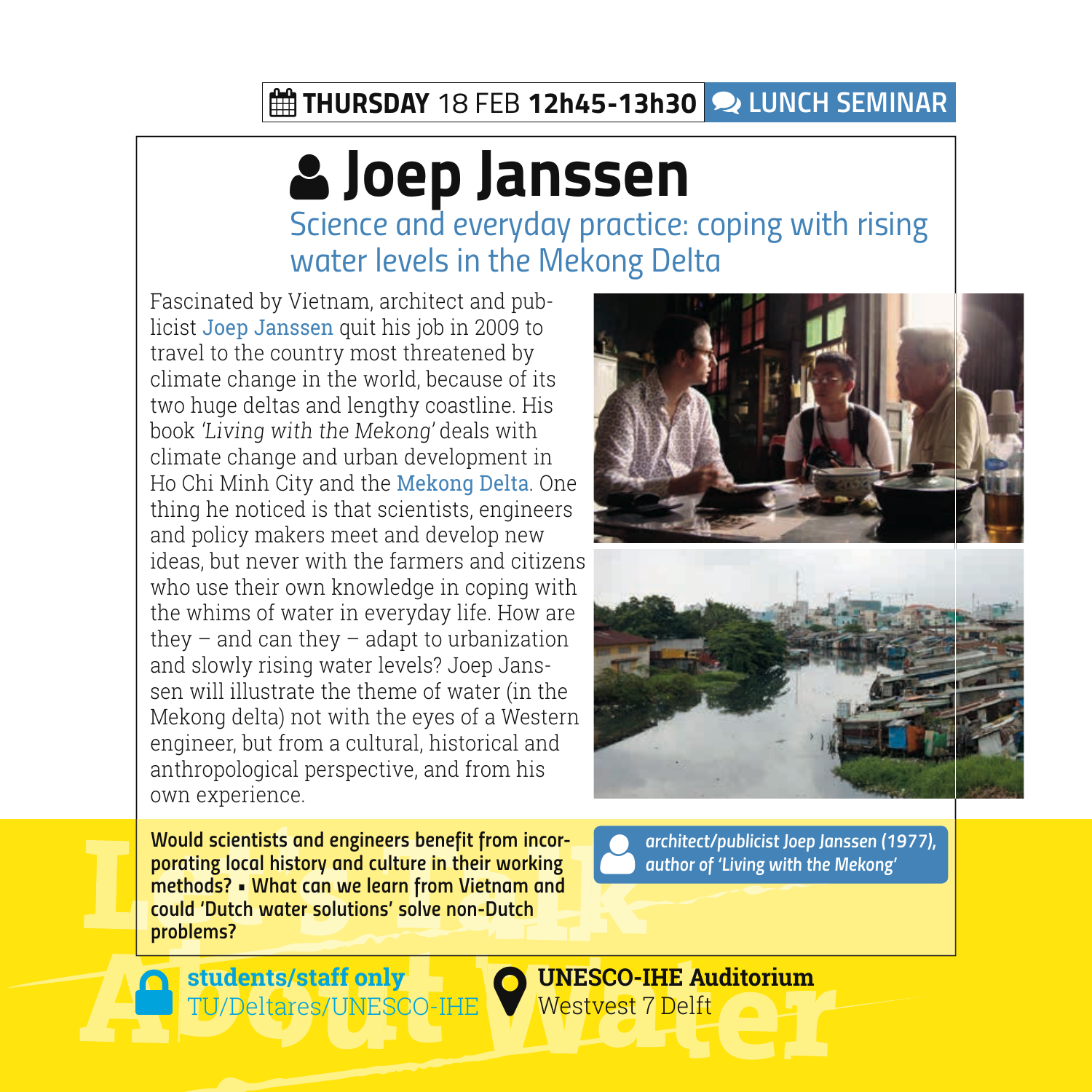THURSDAY 18 FEB **12h45-13h30** LUNCH SEMINAR

# Joep Janssen

## Science and everyday practice: coping with rising water levels in the Mekong Delta

Fascinated by Vietnam, architect and publicist Joep Janssen quit his job in 2009 to travel to the country most threatened by climate change in the world, because of its two huge deltas and lengthy coastline. His book *'Living with the Mekong'* deals with climate change and urban development in Ho Chi Minh City and the Mekong Delta. One thing he noticed is that scientists, engineers and policy makers meet and develop new ideas, but never with the farmers and citizens who use their own knowledge in coping with the whims of water in everyday life. How are they – and can they – adapt to urbanization and slowly rising water levels? Joep Janssen will illustrate the theme of water (in the Mekong delta) not with the eyes of a Western engineer, but from a cultural, historical and anthropological perspective, and from his own experience.

**Would scientists and engineers benefit from incorporating local history and culture in their working methods? ▪ What can we learn from Vietnam and could 'Dutch water solutions' solve non-Dutch problems?**

*architect/publicist Joep Janssen (1977), author of 'Living with the Mekong'*

**students/staff only**
TU/Deltares/UNESCO-IHE

**UNESCO-IHE Auditorium**
Westvest 7 Delft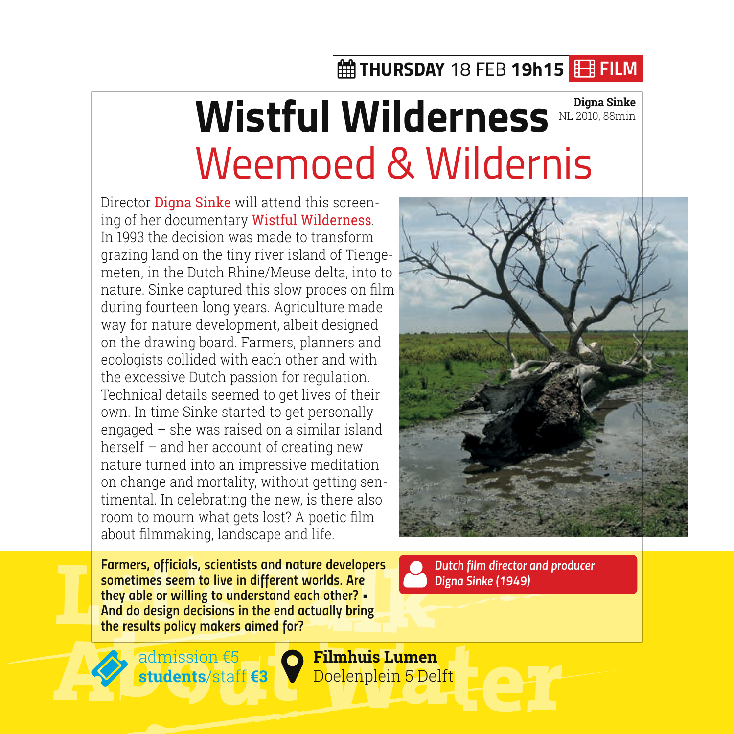**THURSDAY** 18 FEB **19h15** **FILM**

# Wistful Wilderness

**Digna Sinke**
NL 2010, 88min

## Weemoed & Wildernis

Director Digna Sinke will attend this screening of her documentary Wistful Wilderness. In 1993 the decision was made to transform grazing land on the tiny river island of Tiengemeten, in the Dutch Rhine/Meuse delta, into nature. Sinke captured this slow proces on film during fourteen long years. Agriculture made way for nature development, albeit designed on the drawing board. Farmers, planners and ecologists collided with each other and with the excessive Dutch passion for regulation. Technical details seemed to get lives of their own. In time Sinke started to get personally engaged – she was raised on a similar island herself – and her account of creating new nature turned into an impressive meditation on change and mortality, without getting sentimental. In celebrating the new, is there also room to mourn what gets lost? A poetic film about filmmaking, landscape and life.

*Dutch film director and producer Digna Sinke (1949)*

**Farmers, officials, scientists and nature developers sometimes seem to live in different worlds. Are they able or willing to understand each other? ▪ And do design decisions in the end actually bring the results policy makers aimed for?**

admission €5
**students**/staff **€3**

**Filmhuis Lumen**
Doelenplein 5 Delft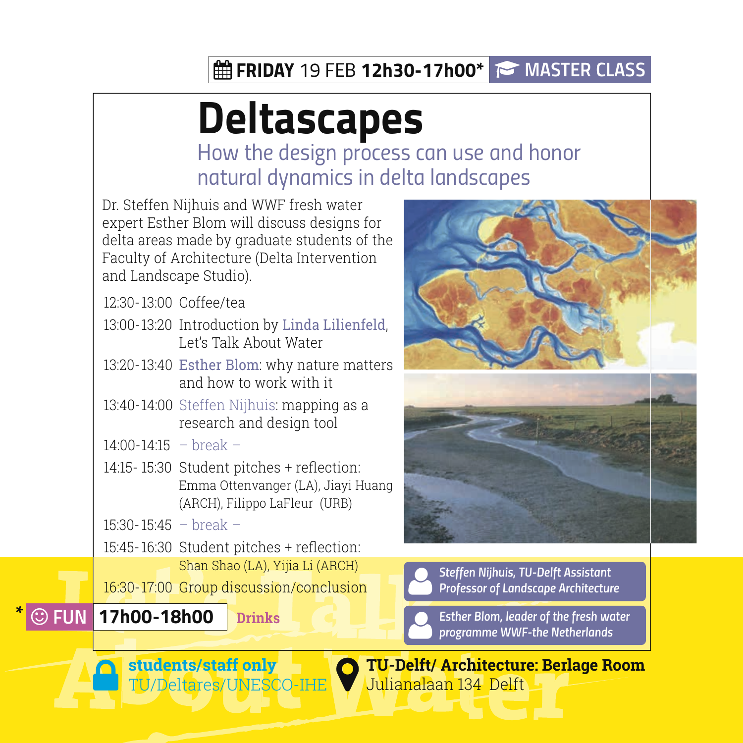**FRIDAY** 19 FEB **12h30-17h00*** MASTER CLASS

# Deltascapes

## How the design process can use and honor natural dynamics in delta landscapes

Dr. Steffen Nijhuis and WWF fresh water expert Esther Blom will discuss designs for delta areas made by graduate students of the Faculty of Architecture (Delta Intervention and Landscape Studio).

12:30-13:00 Coffee/tea

13:00-13:20 Introduction by Linda Lilienfeld, Let's Talk About Water

13:20-13:40 Esther Blom: why nature matters and how to work with it

13:40-14:00 Steffen Nijhuis: mapping as a research and design tool

14:00-14:15 – break –

14:15- 15:30 Student pitches + reflection: Emma Ottenvanger (LA), Jiayi Huang (ARCH), Filippo LaFleur (URB)

15:30-15:45 – break –

15:45-16:30 Student pitches + reflection: Shan Shao (LA), Yijia Li (ARCH)

16:30-17:00 Group discussion/conclusion

*Steffen Nijhuis, TU-Delft Assistant Professor of Landscape Architecture*

*Esther Blom, leader of the fresh water programme WWF-the Netherlands*

* FUN **17h00-18h00** **Drinks**

**students/staff only**
TU/Deltares/UNESCO-IHE

**TU-Delft/ Architecture: Berlage Room**
Julianalaan 134 Delft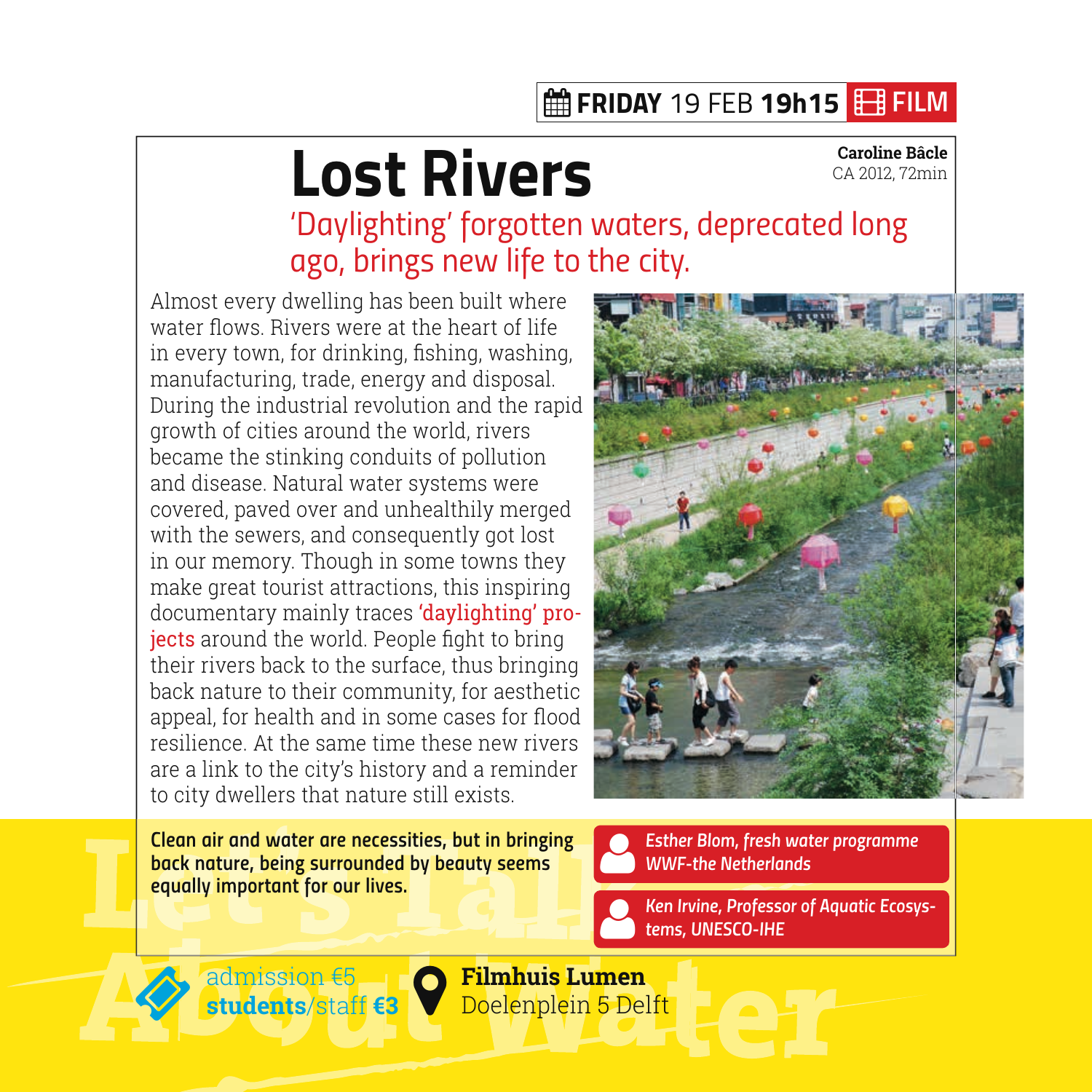**FRIDAY** 19 FEB **19h15** FILM

# Lost Rivers

**Caroline Bâcle**
CA 2012, 72min

## 'Daylighting' forgotten waters, deprecated long ago, brings new life to the city.

Almost every dwelling has been built where water flows. Rivers were at the heart of life in every town, for drinking, fishing, washing, manufacturing, trade, energy and disposal. During the industrial revolution and the rapid growth of cities around the world, rivers became the stinking conduits of pollution and disease. Natural water systems were covered, paved over and unhealthily merged with the sewers, and consequently got lost in our memory. Though in some towns they make great tourist attractions, this inspiring documentary mainly traces 'daylighting' projects around the world. People fight to bring their rivers back to the surface, thus bringing back nature to their community, for aesthetic appeal, for health and in some cases for flood resilience. At the same time these new rivers are a link to the city's history and a reminder to city dwellers that nature still exists.

**Clean air and water are necessities, but in bringing back nature, being surrounded by beauty seems equally important for our lives.**

***Esther Blom, fresh water programme WWF-the Netherlands***

***Ken Irvine, Professor of Aquatic Ecosystems, UNESCO-IHE***

admission €5
**students**/staff **€3**

**Filmhuis Lumen**
Doelenplein 5 Delft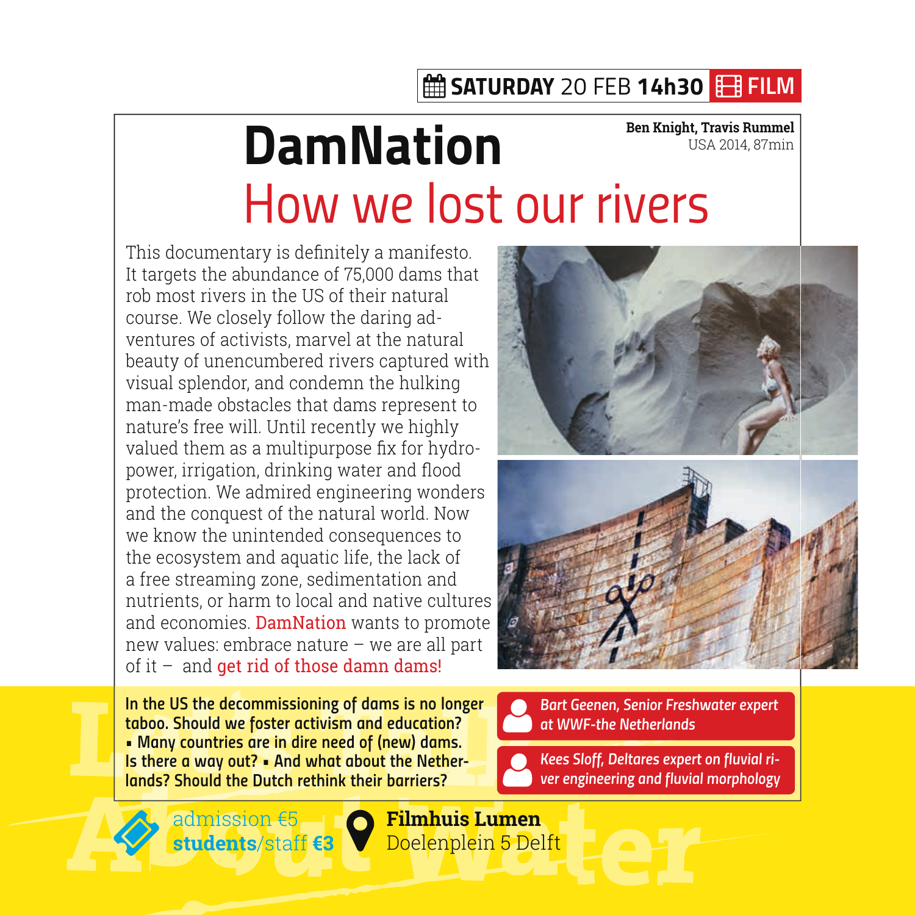**SATURDAY** 20 FEB **14h30** FILM

# DamNation

**Ben Knight, Travis Rummel**
USA 2014, 87min

## How we lost our rivers

This documentary is definitely a manifesto. It targets the abundance of 75,000 dams that rob most rivers in the US of their natural course. We closely follow the daring adventures of activists, marvel at the natural beauty of unencumbered rivers captured with visual splendor, and condemn the hulking man-made obstacles that dams represent to nature's free will. Until recently we highly valued them as a multipurpose fix for hydropower, irrigation, drinking water and flood protection. We admired engineering wonders and the conquest of the natural world. Now we know the unintended consequences to the ecosystem and aquatic life, the lack of a free streaming zone, sedimentation and nutrients, or harm to local and native cultures and economies. DamNation wants to promote new values: embrace nature – we are all part of it – and get rid of those damn dams!

**In the US the decommissioning of dams is no longer taboo. Should we foster activism and education? ▪ Many countries are in dire need of (new) dams. Is there a way out? ▪ And what about the Netherlands? Should the Dutch rethink their barriers?**

*Bart Geenen, Senior Freshwater expert at WWF-the Netherlands*

*Kees Sloff, Deltares expert on fluvial river engineering and fluvial morphology*

admission €5
**students**/staff **€3**

**Filmhuis Lumen**
Doelenplein 5 Delft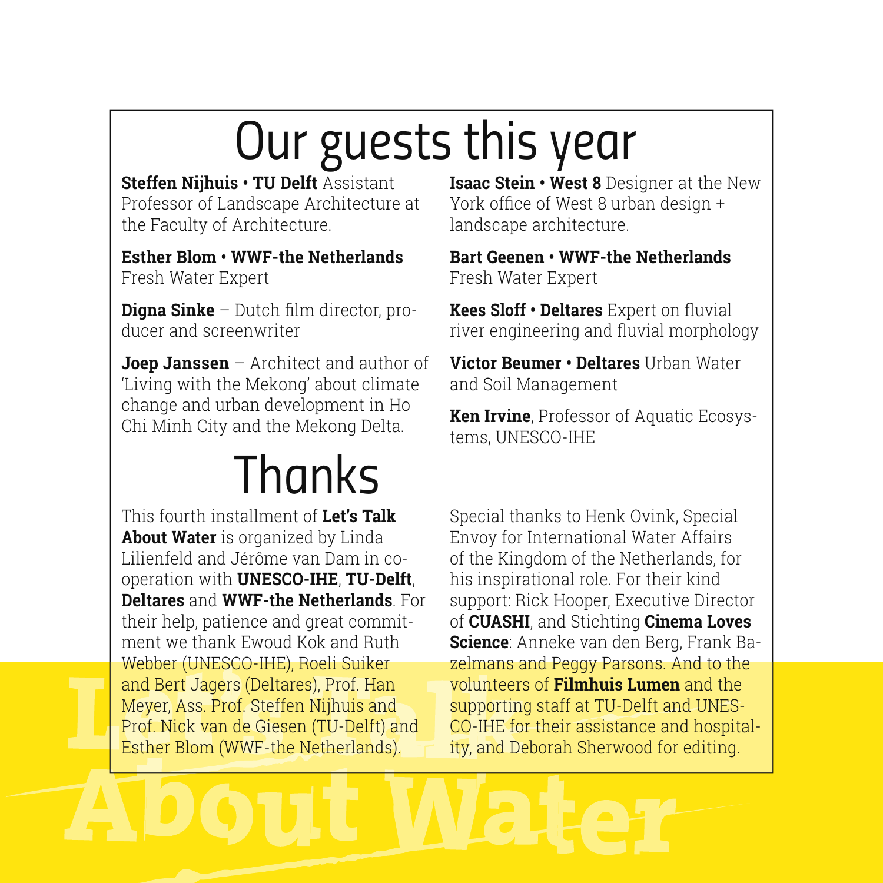# Our guests this year

**Steffen Nijhuis • TU Delft** Assistant Professor of Landscape Architecture at the Faculty of Architecture.

**Esther Blom • WWF-the Netherlands** Fresh Water Expert

**Digna Sinke** – Dutch film director, producer and screenwriter

**Joep Janssen** – Architect and author of 'Living with the Mekong' about climate change and urban development in Ho Chi Minh City and the Mekong Delta.

**Isaac Stein • West 8** Designer at the New York office of West 8 urban design + landscape architecture.

**Bart Geenen • WWF-the Netherlands** Fresh Water Expert

**Kees Sloff • Deltares** Expert on fluvial river engineering and fluvial morphology

**Victor Beumer • Deltares** Urban Water and Soil Management

**Ken Irvine**, Professor of Aquatic Ecosystems, UNESCO-IHE

# Thanks

This fourth installment of **Let's Talk About Water** is organized by Linda Lilienfeld and Jérôme van Dam in cooperation with **UNESCO-IHE**, **TU-Delft**, **Deltares** and **WWF-the Netherlands**. For their help, patience and great commitment we thank Ewoud Kok and Ruth Webber (UNESCO-IHE), Roeli Suiker and Bert Jagers (Deltares), Prof. Han Meyer, Ass. Prof. Steffen Nijhuis and Prof. Nick van de Giesen (TU-Delft) and Esther Blom (WWF-the Netherlands).

Special thanks to Henk Ovink, Special Envoy for International Water Affairs of the Kingdom of the Netherlands, for his inspirational role. For their kind support: Rick Hooper, Executive Director of **CUASHI**, and Stichting **Cinema Loves Science**: Anneke van den Berg, Frank Bazelmans and Peggy Parsons. And to the volunteers of **Filmhuis Lumen** and the supporting staff at TU-Delft and UNESCO-IHE for their assistance and hospitality, and Deborah Sherwood for editing.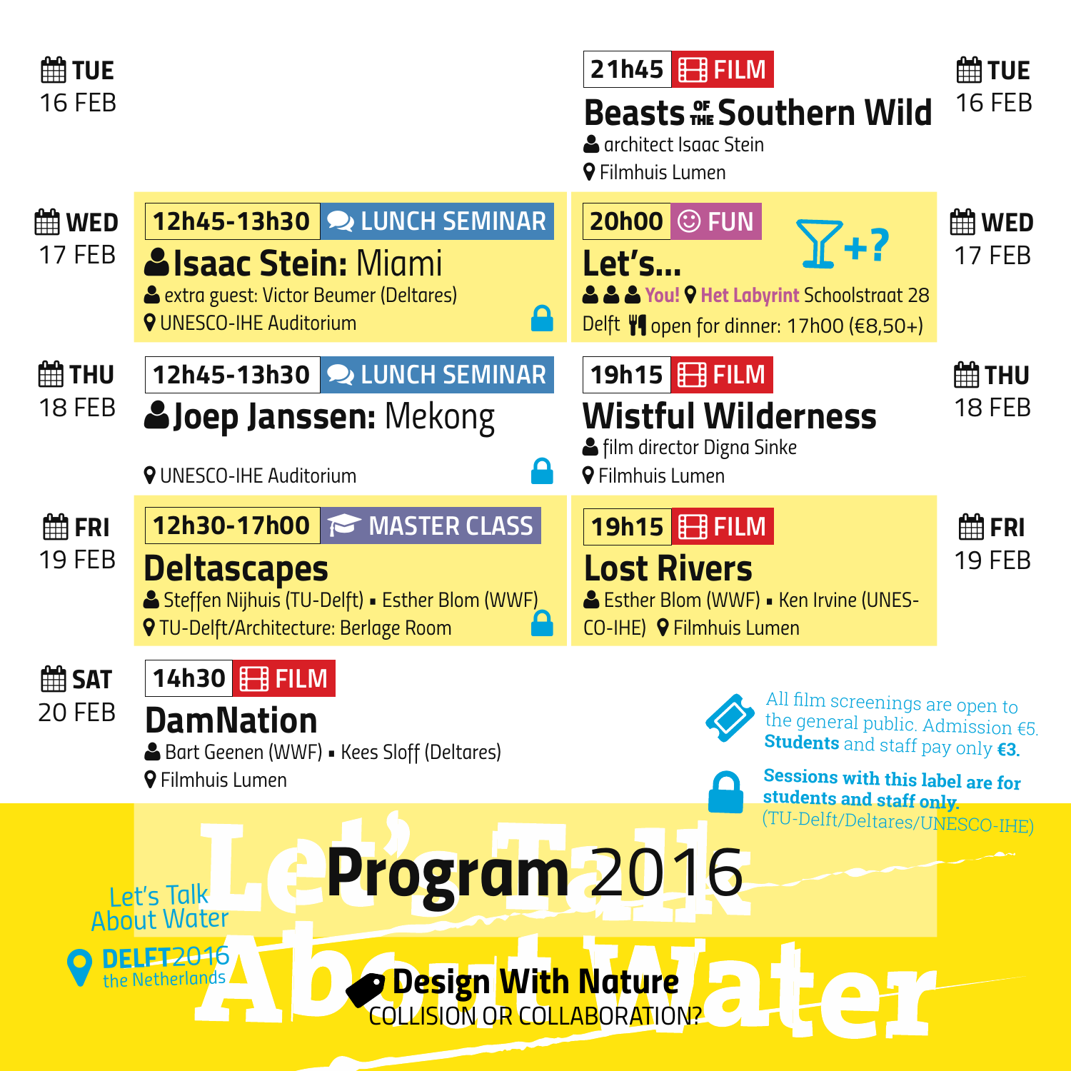# Program 2016

## TUE 16 FEB

**21h45 FILM**

### Beasts of the Southern Wild

architect Isaac Stein

Filmhuis Lumen

## WED 17 FEB

**12h45-13h30 LUNCH SEMINAR**

### Isaac Stein: Miami

extra guest: Victor Beumer (Deltares)

UNESCO-IHE Auditorium

**20h00 FUN**

### Let's...

You! Het Labyrint Schoolstraat 28 Delft open for dinner: 17h00 (€8,50+)

## THU 18 FEB

**12h45-13h30 LUNCH SEMINAR**

### Joep Janssen: Mekong

UNESCO-IHE Auditorium

**19h15 FILM**

### Wistful Wilderness

film director Digna Sinke

Filmhuis Lumen

## FRI 19 FEB

**12h30-17h00 MASTER CLASS**

### Deltascapes

Steffen Nijhuis (TU-Delft) ▪ Esther Blom (WWF)

TU-Delft/Architecture: Berlage Room

**19h15 FILM**

### Lost Rivers

Esther Blom (WWF) ▪ Ken Irvine (UNESCO-IHE) Filmhuis Lumen

## SAT 20 FEB

**14h30 FILM**

### DamNation

Bart Geenen (WWF) ▪ Kees Sloff (Deltares)

Filmhuis Lumen

All film screenings are open to the general public. Admission €5. **Students** and staff pay only **€3.**

**Sessions with this label are for students and staff only.** (TU-Delft/Deltares/UNESCO-IHE)

Let's Talk About Water

**DELFT**2016 the Netherlands

**Design With Nature**

COLLISION OR COLLABORATION?